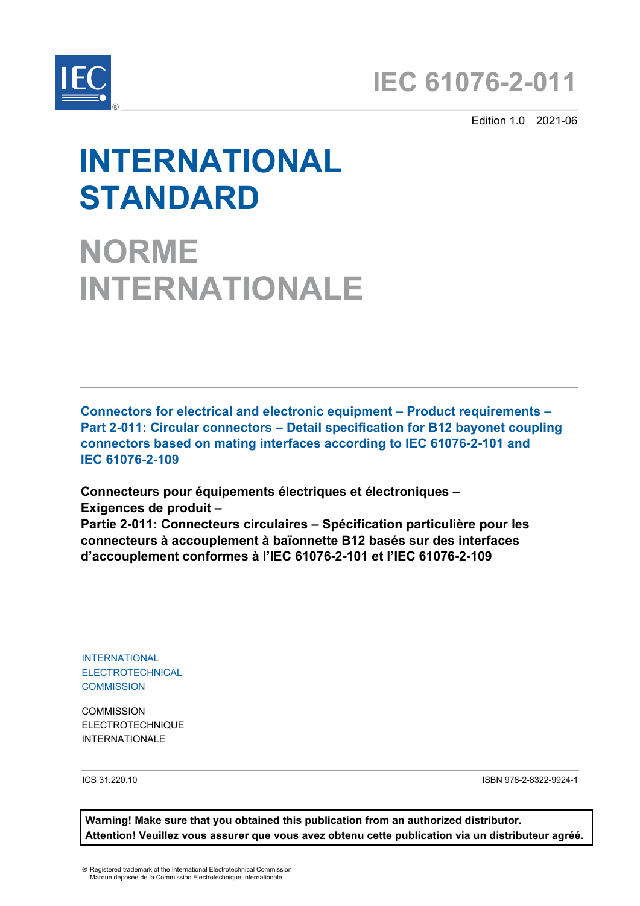# IEC 61076-2-011

Edition 1.0 2021-06

# INTERNATIONAL STANDARD

# NORME INTERNATIONALE

**Connectors for electrical and electronic equipment – Product requirements – Part 2-011: Circular connectors – Detail specification for B12 bayonet coupling connectors based on mating interfaces according to IEC 61076-2-101 and IEC 61076-2-109**

**Connecteurs pour équipements électriques et électroniques – Exigences de produit – Partie 2-011: Connecteurs circulaires – Spécification particulière pour les connecteurs à accouplement à baïonnette B12 basés sur des interfaces d'accouplement conformes à l'IEC 61076-2-101 et l'IEC 61076-2-109**

INTERNATIONAL ELECTROTECHNICAL COMMISSION

COMMISSION ELECTROTECHNIQUE INTERNATIONALE

ICS 31.220.10

ISBN 978-2-8322-9924-1

**Warning! Make sure that you obtained this publication from an authorized distributor.**
**Attention! Veuillez vous assurer que vous avez obtenu cette publication via un distributeur agréé.**

® Registered trademark of the International Electrotechnical Commission
Marque déposée de la Commission Electrotechnique Internationale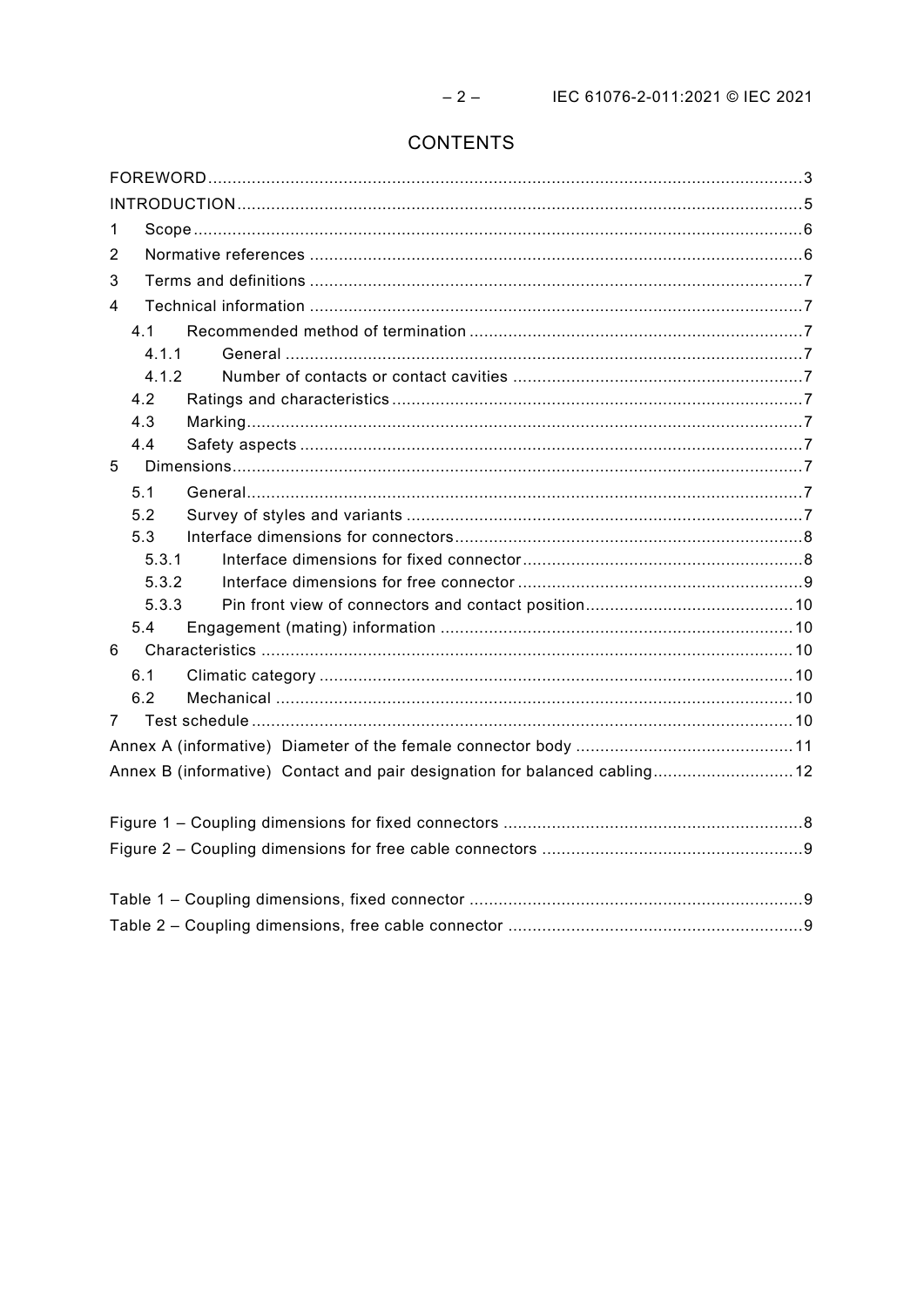# CONTENTS

FOREWORD .......... 3
INTRODUCTION .......... 5
1 Scope .......... 6
2 Normative references .......... 6
3 Terms and definitions .......... 7
4 Technical information .......... 7
  4.1 Recommended method of termination .......... 7
    4.1.1 General .......... 7
    4.1.2 Number of contacts or contact cavities .......... 7
  4.2 Ratings and characteristics .......... 7
  4.3 Marking .......... 7
  4.4 Safety aspects .......... 7
5 Dimensions .......... 7
  5.1 General .......... 7
  5.2 Survey of styles and variants .......... 7
  5.3 Interface dimensions for connectors .......... 8
    5.3.1 Interface dimensions for fixed connector .......... 8
    5.3.2 Interface dimensions for free connector .......... 9
    5.3.3 Pin front view of connectors and contact position .......... 10
  5.4 Engagement (mating) information .......... 10
6 Characteristics .......... 10
  6.1 Climatic category .......... 10
  6.2 Mechanical .......... 10
7 Test schedule .......... 10
Annex A (informative) Diameter of the female connector body .......... 11
Annex B (informative) Contact and pair designation for balanced cabling .......... 12

Figure 1 – Coupling dimensions for fixed connectors .......... 8
Figure 2 – Coupling dimensions for free cable connectors .......... 9

Table 1 – Coupling dimensions, fixed connector .......... 9
Table 2 – Coupling dimensions, free cable connector .......... 9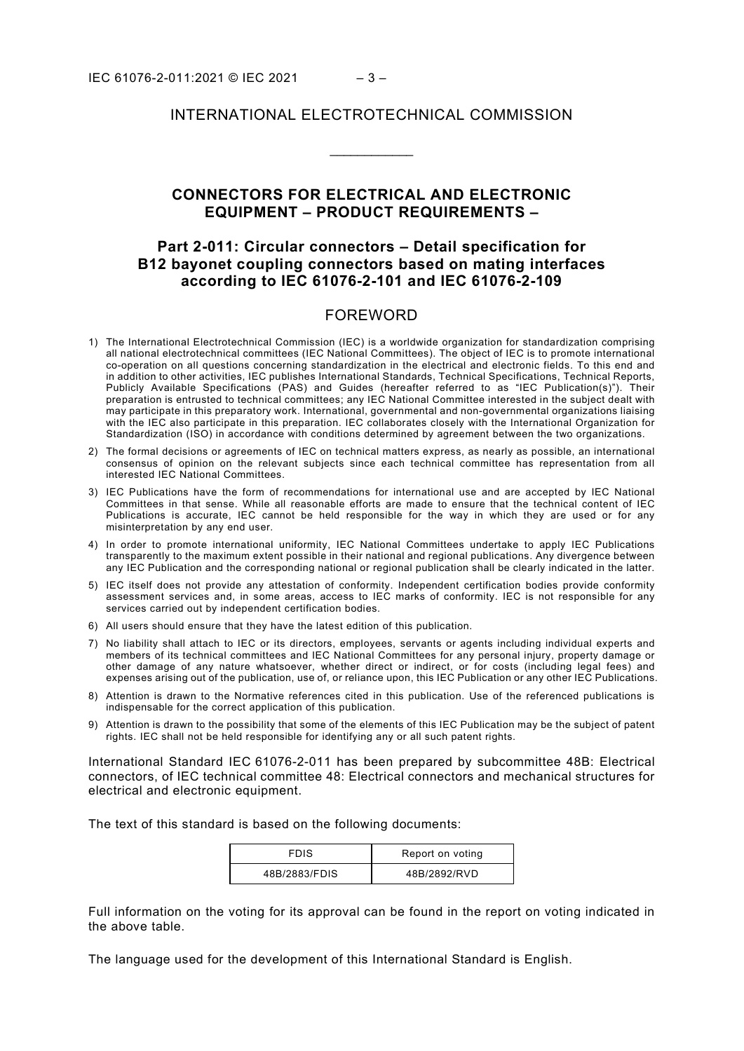# INTERNATIONAL ELECTROTECHNICAL COMMISSION

\_\_\_\_\_\_\_\_\_\_\_\_

## CONNECTORS FOR ELECTRICAL AND ELECTRONIC EQUIPMENT – PRODUCT REQUIREMENTS –

## Part 2-011: Circular connectors – Detail specification for B12 bayonet coupling connectors based on mating interfaces according to IEC 61076-2-101 and IEC 61076-2-109

## FOREWORD

1) The International Electrotechnical Commission (IEC) is a worldwide organization for standardization comprising all national electrotechnical committees (IEC National Committees). The object of IEC is to promote international co-operation on all questions concerning standardization in the electrical and electronic fields. To this end and in addition to other activities, IEC publishes International Standards, Technical Specifications, Technical Reports, Publicly Available Specifications (PAS) and Guides (hereafter referred to as "IEC Publication(s)"). Their preparation is entrusted to technical committees; any IEC National Committee interested in the subject dealt with may participate in this preparatory work. International, governmental and non-governmental organizations liaising with the IEC also participate in this preparation. IEC collaborates closely with the International Organization for Standardization (ISO) in accordance with conditions determined by agreement between the two organizations.
2) The formal decisions or agreements of IEC on technical matters express, as nearly as possible, an international consensus of opinion on the relevant subjects since each technical committee has representation from all interested IEC National Committees.
3) IEC Publications have the form of recommendations for international use and are accepted by IEC National Committees in that sense. While all reasonable efforts are made to ensure that the technical content of IEC Publications is accurate, IEC cannot be held responsible for the way in which they are used or for any misinterpretation by any end user.
4) In order to promote international uniformity, IEC National Committees undertake to apply IEC Publications transparently to the maximum extent possible in their national and regional publications. Any divergence between any IEC Publication and the corresponding national or regional publication shall be clearly indicated in the latter.
5) IEC itself does not provide any attestation of conformity. Independent certification bodies provide conformity assessment services and, in some areas, access to IEC marks of conformity. IEC is not responsible for any services carried out by independent certification bodies.
6) All users should ensure that they have the latest edition of this publication.
7) No liability shall attach to IEC or its directors, employees, servants or agents including individual experts and members of its technical committees and IEC National Committees for any personal injury, property damage or other damage of any nature whatsoever, whether direct or indirect, or for costs (including legal fees) and expenses arising out of the publication, use of, or reliance upon, this IEC Publication or any other IEC Publications.
8) Attention is drawn to the Normative references cited in this publication. Use of the referenced publications is indispensable for the correct application of this publication.
9) Attention is drawn to the possibility that some of the elements of this IEC Publication may be the subject of patent rights. IEC shall not be held responsible for identifying any or all such patent rights.

International Standard IEC 61076-2-011 has been prepared by subcommittee 48B: Electrical connectors, of IEC technical committee 48: Electrical connectors and mechanical structures for electrical and electronic equipment.

The text of this standard is based on the following documents:

| FDIS | Report on voting |
|---|---|
| 48B/2883/FDIS | 48B/2892/RVD |

Full information on the voting for its approval can be found in the report on voting indicated in the above table.

The language used for the development of this International Standard is English.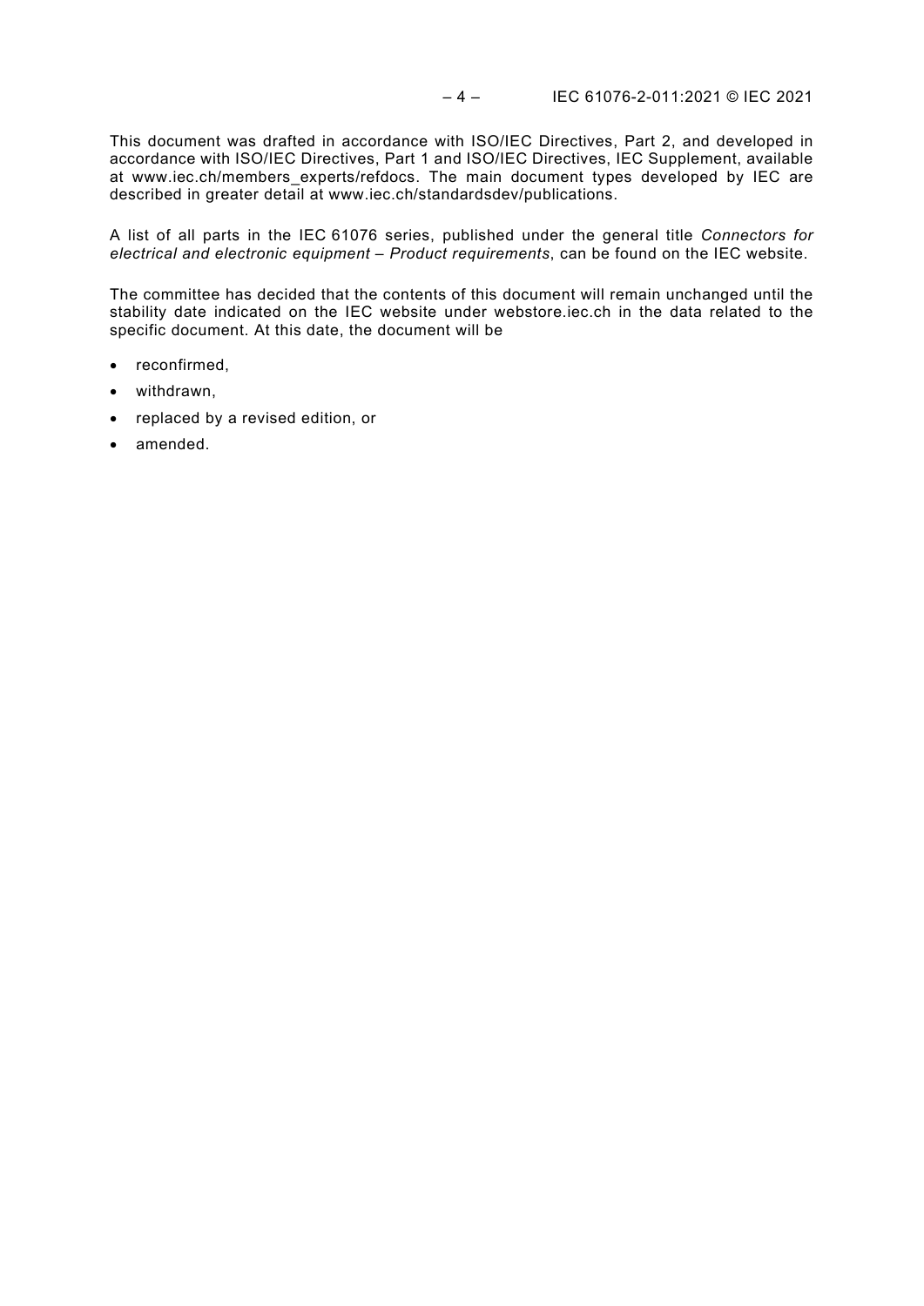This document was drafted in accordance with ISO/IEC Directives, Part 2, and developed in accordance with ISO/IEC Directives, Part 1 and ISO/IEC Directives, IEC Supplement, available at www.iec.ch/members_experts/refdocs. The main document types developed by IEC are described in greater detail at www.iec.ch/standardsdev/publications.

A list of all parts in the IEC 61076 series, published under the general title *Connectors for electrical and electronic equipment – Product requirements*, can be found on the IEC website.

The committee has decided that the contents of this document will remain unchanged until the stability date indicated on the IEC website under webstore.iec.ch in the data related to the specific document. At this date, the document will be

- reconfirmed,
- withdrawn,
- replaced by a revised edition, or
- amended.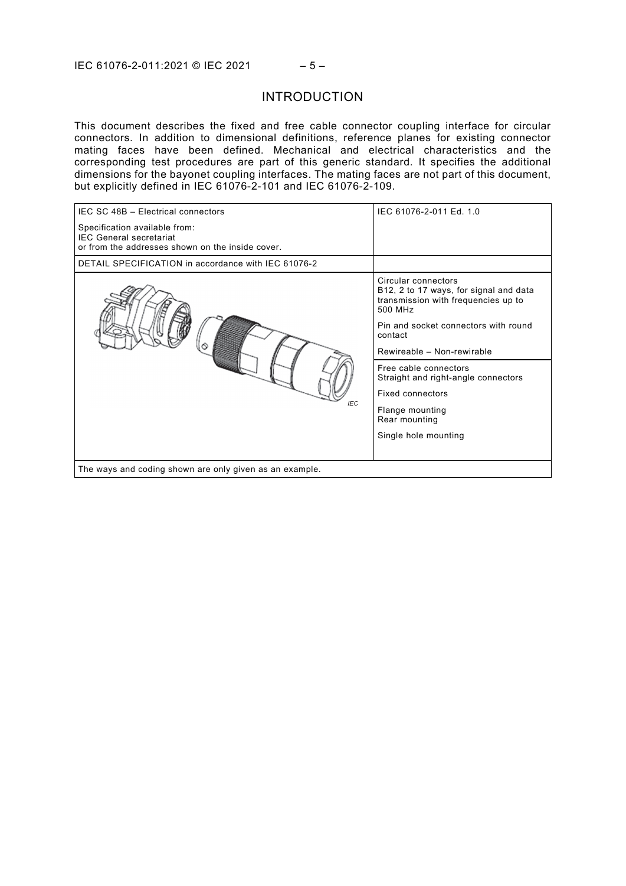# INTRODUCTION

This document describes the fixed and free cable connector coupling interface for circular connectors. In addition to dimensional definitions, reference planes for existing connector mating faces have been defined. Mechanical and electrical characteristics and the corresponding test procedures are part of this generic standard. It specifies the additional dimensions for the bayonet coupling interfaces. The mating faces are not part of this document, but explicitly defined in IEC 61076-2-101 and IEC 61076-2-109.

| IEC SC 48B – Electrical connectors<br><br>Specification available from:<br>IEC General secretariat<br>or from the addresses shown on the inside cover. | IEC 61076-2-011 Ed. 1.0 |
|---|---|
| DETAIL SPECIFICATION in accordance with IEC 61076-2 | |
| IEC | Circular connectors<br>B12, 2 to 17 ways, for signal and data transmission with frequencies up to 500 MHz<br><br>Pin and socket connectors with round contact<br><br>Rewireable – Non-rewirable |
| | Free cable connectors<br>Straight and right-angle connectors<br><br>Fixed connectors<br><br>Flange mounting<br>Rear mounting<br><br>Single hole mounting |
| The ways and coding shown are only given as an example. | |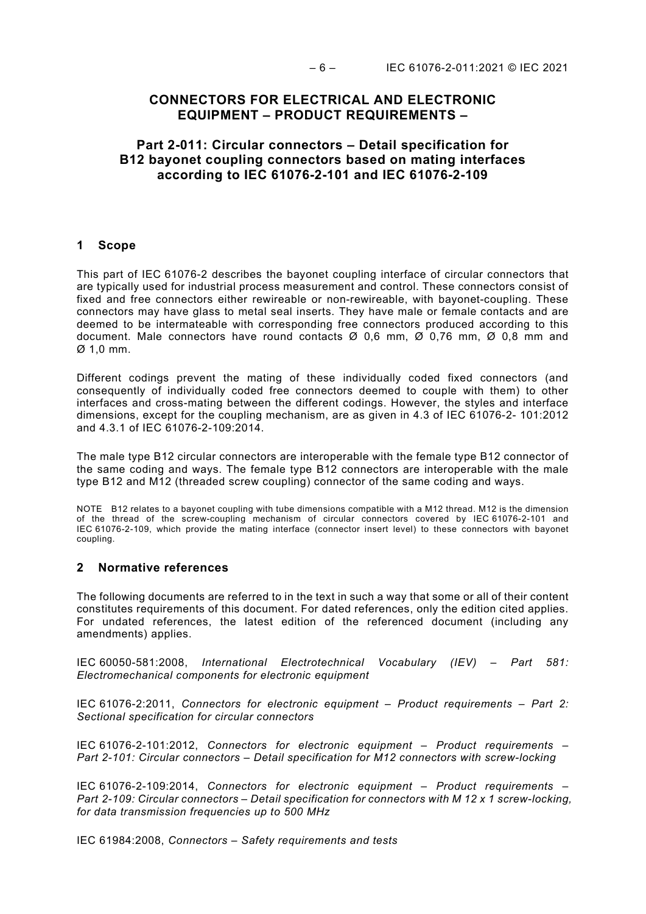# CONNECTORS FOR ELECTRICAL AND ELECTRONIC EQUIPMENT – PRODUCT REQUIREMENTS –

## Part 2-011: Circular connectors – Detail specification for B12 bayonet coupling connectors based on mating interfaces according to IEC 61076-2-101 and IEC 61076-2-109

## 1 Scope

This part of IEC 61076-2 describes the bayonet coupling interface of circular connectors that are typically used for industrial process measurement and control. These connectors consist of fixed and free connectors either rewireable or non-rewireable, with bayonet-coupling. These connectors may have glass to metal seal inserts. They have male or female contacts and are deemed to be intermateable with corresponding free connectors produced according to this document. Male connectors have round contacts Ø 0,6 mm, Ø 0,76 mm, Ø 0,8 mm and Ø 1,0 mm.

Different codings prevent the mating of these individually coded fixed connectors (and consequently of individually coded free connectors deemed to couple with them) to other interfaces and cross-mating between the different codings. However, the styles and interface dimensions, except for the coupling mechanism, are as given in 4.3 of IEC 61076-2- 101:2012 and 4.3.1 of IEC 61076-2-109:2014.

The male type B12 circular connectors are interoperable with the female type B12 connector of the same coding and ways. The female type B12 connectors are interoperable with the male type B12 and M12 (threaded screw coupling) connector of the same coding and ways.

NOTE B12 relates to a bayonet coupling with tube dimensions compatible with a M12 thread. M12 is the dimension of the thread of the screw-coupling mechanism of circular connectors covered by IEC 61076-2-101 and IEC 61076-2-109, which provide the mating interface (connector insert level) to these connectors with bayonet coupling.

## 2 Normative references

The following documents are referred to in the text in such a way that some or all of their content constitutes requirements of this document. For dated references, only the edition cited applies. For undated references, the latest edition of the referenced document (including any amendments) applies.

IEC 60050-581:2008, *International Electrotechnical Vocabulary (IEV) – Part 581: Electromechanical components for electronic equipment*

IEC 61076-2:2011, *Connectors for electronic equipment – Product requirements – Part 2: Sectional specification for circular connectors*

IEC 61076-2-101:2012, *Connectors for electronic equipment – Product requirements – Part 2-101: Circular connectors – Detail specification for M12 connectors with screw-locking*

IEC 61076-2-109:2014, *Connectors for electronic equipment – Product requirements – Part 2-109: Circular connectors – Detail specification for connectors with M 12 x 1 screw-locking, for data transmission frequencies up to 500 MHz*

IEC 61984:2008, *Connectors – Safety requirements and tests*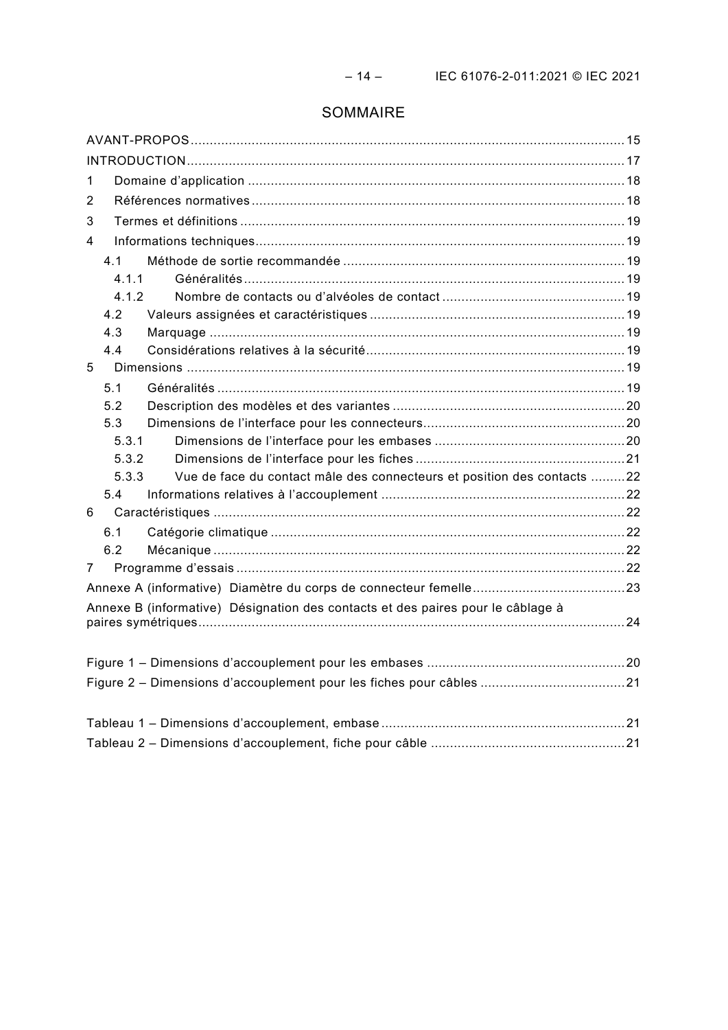# SOMMAIRE

AVANT-PROPOS ..................................................................................................................15
INTRODUCTION ..................................................................................................................17
1 Domaine d'application ...................................................................................................18
2 Références normatives ..................................................................................................18
3 Termes et définitions .....................................................................................................19
4 Informations techniques .................................................................................................19
  4.1 Méthode de sortie recommandée ..........................................................................19
    4.1.1 Généralités ....................................................................................................19
    4.1.2 Nombre de contacts ou d'alvéoles de contact ................................................19
  4.2 Valeurs assignées et caractéristiques ...................................................................19
  4.3 Marquage ............................................................................................................19
  4.4 Considérations relatives à la sécurité ....................................................................19
5 Dimensions ...................................................................................................................19
  5.1 Généralités ...........................................................................................................19
  5.2 Description des modèles et des variantes .............................................................20
  5.3 Dimensions de l'interface pour les connecteurs .....................................................20
    5.3.1 Dimensions de l'interface pour les embases ..................................................20
    5.3.2 Dimensions de l'interface pour les fiches .......................................................21
    5.3.3 Vue de face du contact mâle des connecteurs et position des contacts .........22
  5.4 Informations relatives à l'accouplement .................................................................22
6 Caractéristiques ............................................................................................................22
  6.1 Catégorie climatique .............................................................................................22
  6.2 Mécanique ............................................................................................................22
7 Programme d'essais ......................................................................................................22
Annexe A (informative) Diamètre du corps de connecteur femelle ........................................23
Annexe B (informative) Désignation des contacts et des paires pour le câblage à paires symétriques ...............................................................................................................24

Figure 1 – Dimensions d'accouplement pour les embases ....................................................20
Figure 2 – Dimensions d'accouplement pour les fiches pour câbles ......................................21

Tableau 1 – Dimensions d'accouplement, embase ...............................................................21
Tableau 2 – Dimensions d'accouplement, fiche pour câble ...................................................21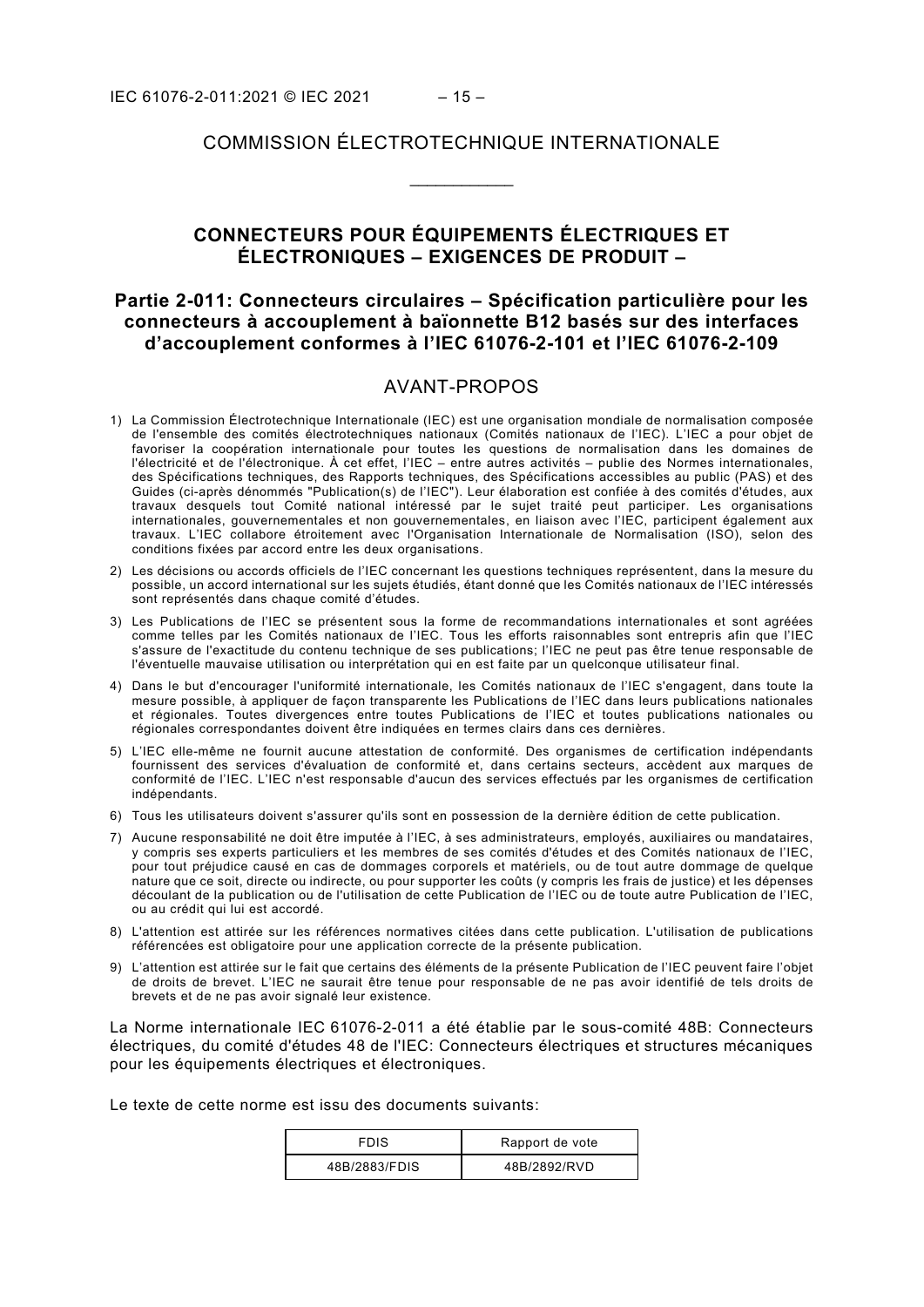# COMMISSION ÉLECTROTECHNIQUE INTERNATIONALE

\_\_\_\_\_\_\_\_\_\_\_\_

## CONNECTEURS POUR ÉQUIPEMENTS ÉLECTRIQUES ET ÉLECTRONIQUES – EXIGENCES DE PRODUIT –

## Partie 2-011: Connecteurs circulaires – Spécification particulière pour les connecteurs à accouplement à baïonnette B12 basés sur des interfaces d’accouplement conformes à l’IEC 61076-2-101 et l’IEC 61076-2-109

## AVANT-PROPOS

1) La Commission Électrotechnique Internationale (IEC) est une organisation mondiale de normalisation composée de l'ensemble des comités électrotechniques nationaux (Comités nationaux de l’IEC). L’IEC a pour objet de favoriser la coopération internationale pour toutes les questions de normalisation dans les domaines de l'électricité et de l'électronique. À cet effet, l’IEC – entre autres activités – publie des Normes internationales, des Spécifications techniques, des Rapports techniques, des Spécifications accessibles au public (PAS) et des Guides (ci-après dénommés "Publication(s) de l’IEC"). Leur élaboration est confiée à des comités d'études, aux travaux desquels tout Comité national intéressé par le sujet traité peut participer. Les organisations internationales, gouvernementales et non gouvernementales, en liaison avec l’IEC, participent également aux travaux. L’IEC collabore étroitement avec l'Organisation Internationale de Normalisation (ISO), selon des conditions fixées par accord entre les deux organisations.
2) Les décisions ou accords officiels de l’IEC concernant les questions techniques représentent, dans la mesure du possible, un accord international sur les sujets étudiés, étant donné que les Comités nationaux de l’IEC intéressés sont représentés dans chaque comité d’études.
3) Les Publications de l’IEC se présentent sous la forme de recommandations internationales et sont agréées comme telles par les Comités nationaux de l’IEC. Tous les efforts raisonnables sont entrepris afin que l’IEC s'assure de l'exactitude du contenu technique de ses publications; l’IEC ne peut pas être tenue responsable de l'éventuelle mauvaise utilisation ou interprétation qui en est faite par un quelconque utilisateur final.
4) Dans le but d'encourager l'uniformité internationale, les Comités nationaux de l’IEC s'engagent, dans toute la mesure possible, à appliquer de façon transparente les Publications de l’IEC dans leurs publications nationales et régionales. Toutes divergences entre toutes Publications de l’IEC et toutes publications nationales ou régionales correspondantes doivent être indiquées en termes clairs dans ces dernières.
5) L’IEC elle-même ne fournit aucune attestation de conformité. Des organismes de certification indépendants fournissent des services d'évaluation de conformité et, dans certains secteurs, accèdent aux marques de conformité de l’IEC. L’IEC n'est responsable d'aucun des services effectués par les organismes de certification indépendants.
6) Tous les utilisateurs doivent s'assurer qu'ils sont en possession de la dernière édition de cette publication.
7) Aucune responsabilité ne doit être imputée à l’IEC, à ses administrateurs, employés, auxiliaires ou mandataires, y compris ses experts particuliers et les membres de ses comités d'études et des Comités nationaux de l’IEC, pour tout préjudice causé en cas de dommages corporels et matériels, ou de tout autre dommage de quelque nature que ce soit, directe ou indirecte, ou pour supporter les coûts (y compris les frais de justice) et les dépenses découlant de la publication ou de l'utilisation de cette Publication de l’IEC ou de toute autre Publication de l’IEC, ou au crédit qui lui est accordé.
8) L'attention est attirée sur les références normatives citées dans cette publication. L'utilisation de publications référencées est obligatoire pour une application correcte de la présente publication.
9) L’attention est attirée sur le fait que certains des éléments de la présente Publication de l’IEC peuvent faire l’objet de droits de brevet. L’IEC ne saurait être tenue pour responsable de ne pas avoir identifié de tels droits de brevets et de ne pas avoir signalé leur existence.

La Norme internationale IEC 61076-2-011 a été établie par le sous-comité 48B: Connecteurs électriques, du comité d'études 48 de l'IEC: Connecteurs électriques et structures mécaniques pour les équipements électriques et électroniques.

Le texte de cette norme est issu des documents suivants:

| FDIS | Rapport de vote |
|---|---|
| 48B/2883/FDIS | 48B/2892/RVD |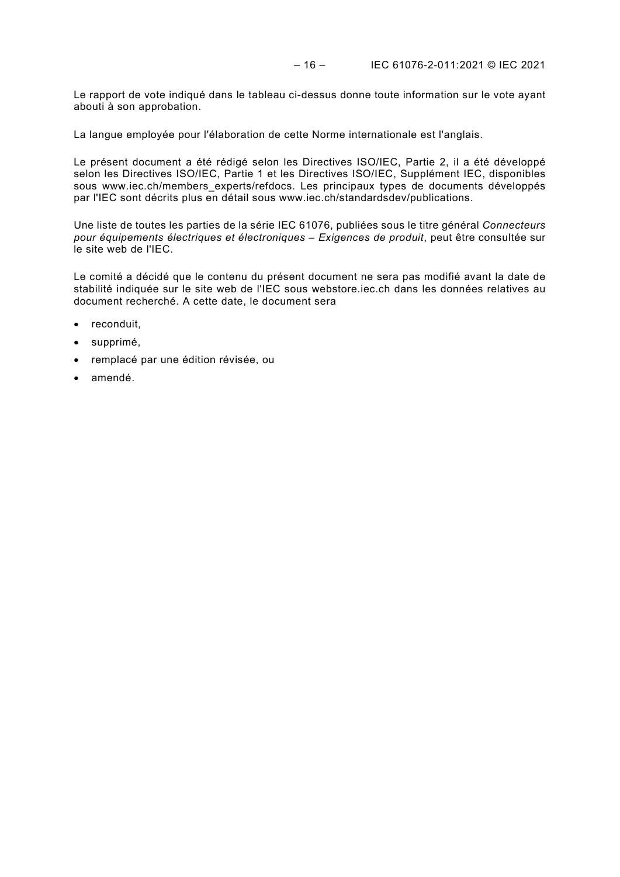Le rapport de vote indiqué dans le tableau ci-dessus donne toute information sur le vote ayant abouti à son approbation.

La langue employée pour l'élaboration de cette Norme internationale est l'anglais.

Le présent document a été rédigé selon les Directives ISO/IEC, Partie 2, il a été développé selon les Directives ISO/IEC, Partie 1 et les Directives ISO/IEC, Supplément IEC, disponibles sous www.iec.ch/members_experts/refdocs. Les principaux types de documents développés par l'IEC sont décrits plus en détail sous www.iec.ch/standardsdev/publications.

Une liste de toutes les parties de la série IEC 61076, publiées sous le titre général *Connecteurs pour équipements électriques et électroniques – Exigences de produit*, peut être consultée sur le site web de l'IEC.

Le comité a décidé que le contenu du présent document ne sera pas modifié avant la date de stabilité indiquée sur le site web de l'IEC sous webstore.iec.ch dans les données relatives au document recherché. A cette date, le document sera

- reconduit,
- supprimé,
- remplacé par une édition révisée, ou
- amendé.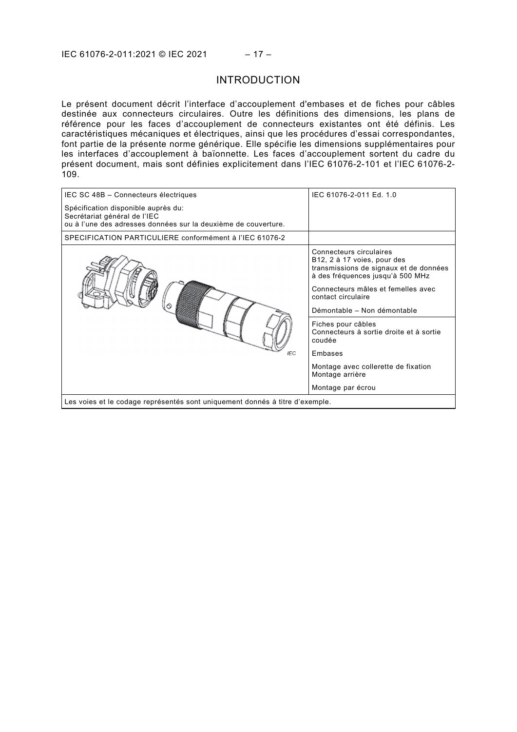# INTRODUCTION

Le présent document décrit l'interface d'accouplement d'embases et de fiches pour câbles destinée aux connecteurs circulaires. Outre les définitions des dimensions, les plans de référence pour les faces d'accouplement de connecteurs existantes ont été définis. Les caractéristiques mécaniques et électriques, ainsi que les procédures d'essai correspondantes, font partie de la présente norme générique. Elle spécifie les dimensions supplémentaires pour les interfaces d'accouplement à baïonnette. Les faces d'accouplement sortent du cadre du présent document, mais sont définies explicitement dans l'IEC 61076-2-101 et l'IEC 61076-2-109.

| IEC SC 48B – Connecteurs électriques<br><br>Spécification disponible auprès du:<br>Secrétariat général de l'IEC<br>ou à l'une des adresses données sur la deuxième de couverture. | IEC 61076-2-011 Ed. 1.0 |
|---|---|
| SPECIFICATION PARTICULIERE conformément à l'IEC 61076-2 | |
| IEC | Connecteurs circulaires<br>B12, 2 à 17 voies, pour des transmissions de signaux et de données à des fréquences jusqu'à 500 MHz<br><br>Connecteurs mâles et femelles avec contact circulaire<br><br>Démontable – Non démontable |
| | Fiches pour câbles<br>Connecteurs à sortie droite et à sortie coudée<br><br>Embases<br><br>Montage avec collerette de fixation<br>Montage arrière<br><br>Montage par écrou |
| Les voies et le codage représentés sont uniquement donnés à titre d'exemple. | |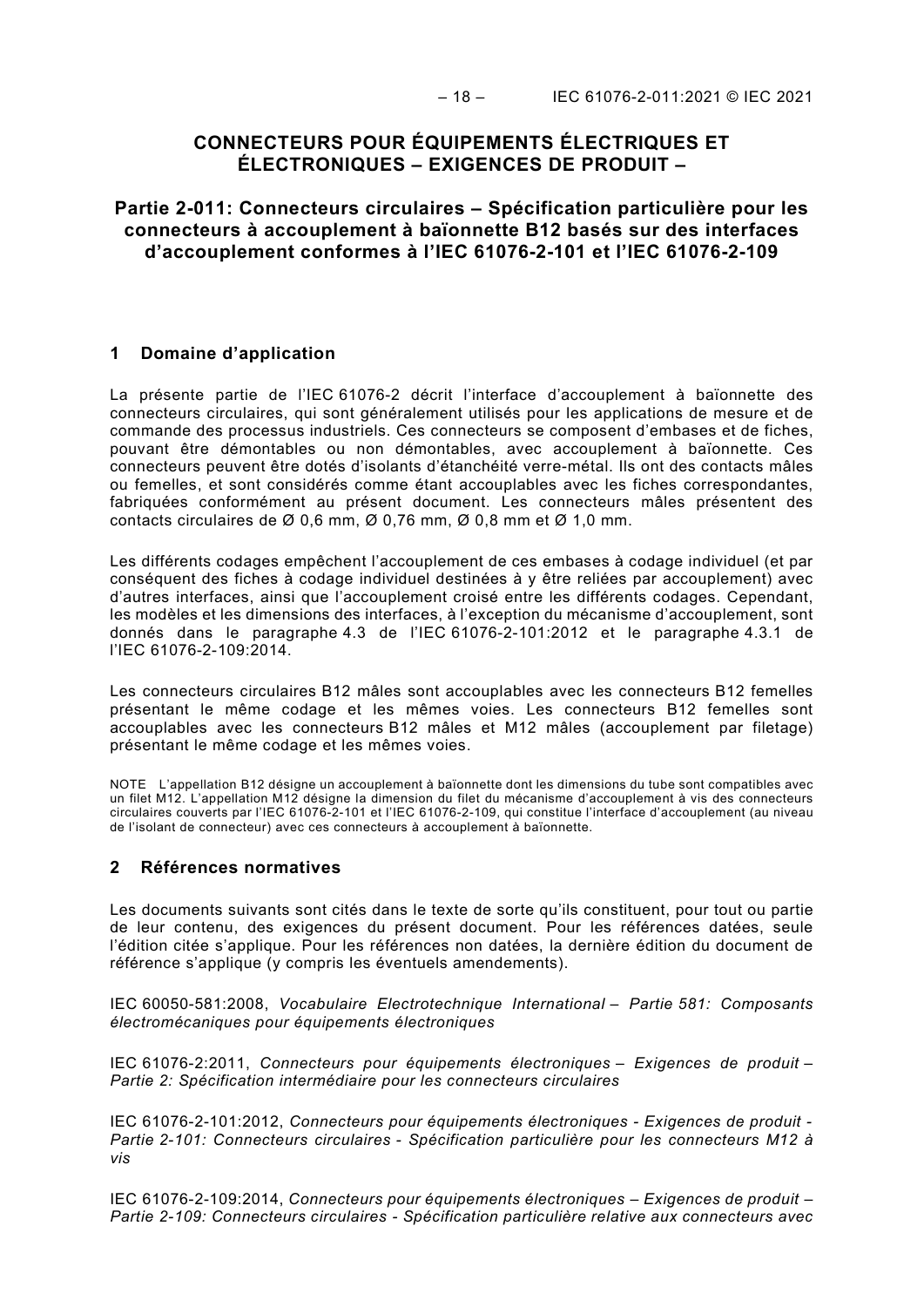# CONNECTEURS POUR ÉQUIPEMENTS ÉLECTRIQUES ET ÉLECTRONIQUES – EXIGENCES DE PRODUIT –

## Partie 2-011: Connecteurs circulaires – Spécification particulière pour les connecteurs à accouplement à baïonnette B12 basés sur des interfaces d'accouplement conformes à l'IEC 61076-2-101 et l'IEC 61076-2-109

## 1 Domaine d'application

La présente partie de l'IEC 61076-2 décrit l'interface d'accouplement à baïonnette des connecteurs circulaires, qui sont généralement utilisés pour les applications de mesure et de commande des processus industriels. Ces connecteurs se composent d'embases et de fiches, pouvant être démontables ou non démontables, avec accouplement à baïonnette. Ces connecteurs peuvent être dotés d'isolants d'étanchéité verre-métal. Ils ont des contacts mâles ou femelles, et sont considérés comme étant accouplables avec les fiches correspondantes, fabriquées conformément au présent document. Les connecteurs mâles présentent des contacts circulaires de Ø 0,6 mm, Ø 0,76 mm, Ø 0,8 mm et Ø 1,0 mm.

Les différents codages empêchent l'accouplement de ces embases à codage individuel (et par conséquent des fiches à codage individuel destinées à y être reliées par accouplement) avec d'autres interfaces, ainsi que l'accouplement croisé entre les différents codages. Cependant, les modèles et les dimensions des interfaces, à l'exception du mécanisme d'accouplement, sont donnés dans le paragraphe 4.3 de l'IEC 61076-2-101:2012 et le paragraphe 4.3.1 de l'IEC 61076-2-109:2014.

Les connecteurs circulaires B12 mâles sont accouplables avec les connecteurs B12 femelles présentant le même codage et les mêmes voies. Les connecteurs B12 femelles sont accouplables avec les connecteurs B12 mâles et M12 mâles (accouplement par filetage) présentant le même codage et les mêmes voies.

NOTE L'appellation B12 désigne un accouplement à baïonnette dont les dimensions du tube sont compatibles avec un filet M12. L'appellation M12 désigne la dimension du filet du mécanisme d'accouplement à vis des connecteurs circulaires couverts par l'IEC 61076-2-101 et l'IEC 61076-2-109, qui constitue l'interface d'accouplement (au niveau de l'isolant de connecteur) avec ces connecteurs à accouplement à baïonnette.

## 2 Références normatives

Les documents suivants sont cités dans le texte de sorte qu'ils constituent, pour tout ou partie de leur contenu, des exigences du présent document. Pour les références datées, seule l'édition citée s'applique. Pour les références non datées, la dernière édition du document de référence s'applique (y compris les éventuels amendements).

IEC 60050-581:2008, *Vocabulaire Electrotechnique International – Partie 581: Composants électromécaniques pour équipements électroniques*

IEC 61076-2:2011, *Connecteurs pour équipements électroniques – Exigences de produit – Partie 2: Spécification intermédiaire pour les connecteurs circulaires*

IEC 61076-2-101:2012, *Connecteurs pour équipements électroniques - Exigences de produit - Partie 2-101: Connecteurs circulaires - Spécification particulière pour les connecteurs M12 à vis*

IEC 61076-2-109:2014, *Connecteurs pour équipements électroniques – Exigences de produit – Partie 2-109: Connecteurs circulaires - Spécification particulière relative aux connecteurs avec*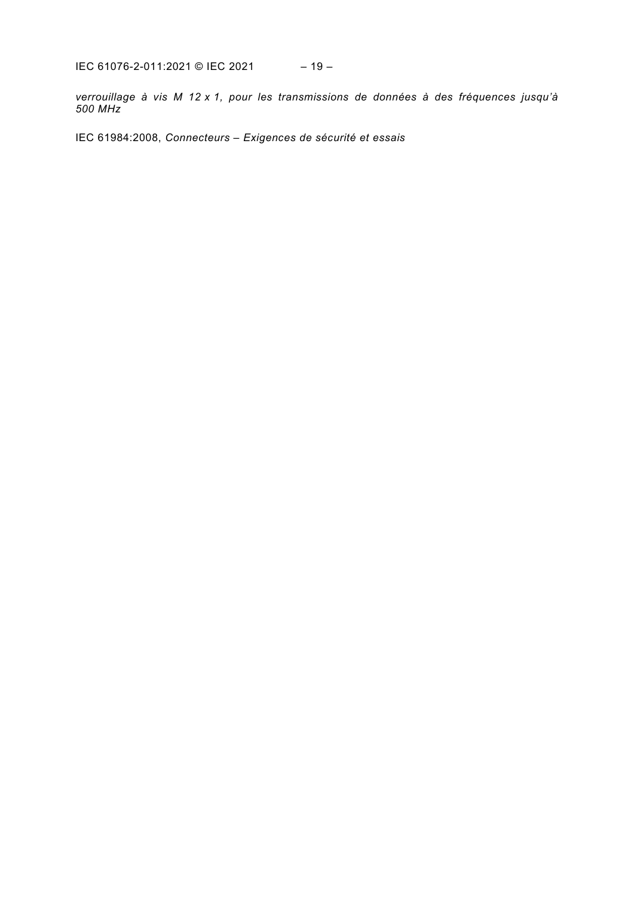*verrouillage à vis M 12 x 1, pour les transmissions de données à des fréquences jusqu'à 500 MHz*

IEC 61984:2008, *Connecteurs – Exigences de sécurité et essais*